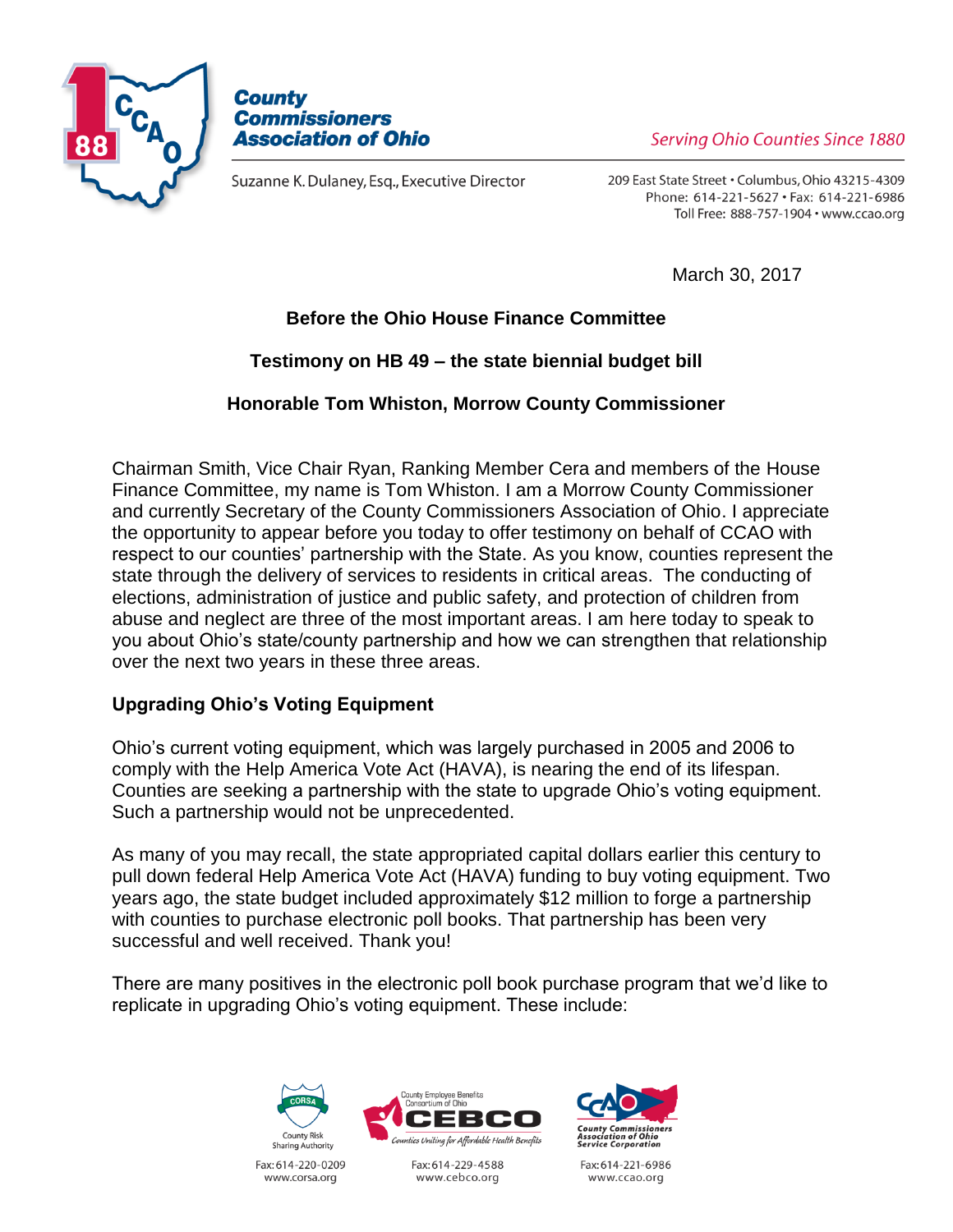County Commissioners Association of Ohio

*Serving Ohio Counties Since 1880*

Suzanne K. Dulaney, Esq., Executive Director

209 East State Street • Columbus, Ohio 43215-4309
Phone: 614-221-5627 • Fax: 614-221-6986
Toll Free: 888-757-1904 • www.ccao.org

March 30, 2017

**Before the Ohio House Finance Committee**

**Testimony on HB 49 – the state biennial budget bill**

**Honorable Tom Whiston, Morrow County Commissioner**

Chairman Smith, Vice Chair Ryan, Ranking Member Cera and members of the House Finance Committee, my name is Tom Whiston. I am a Morrow County Commissioner and currently Secretary of the County Commissioners Association of Ohio. I appreciate the opportunity to appear before you today to offer testimony on behalf of CCAO with respect to our counties' partnership with the State. As you know, counties represent the state through the delivery of services to residents in critical areas. The conducting of elections, administration of justice and public safety, and protection of children from abuse and neglect are three of the most important areas. I am here today to speak to you about Ohio's state/county partnership and how we can strengthen that relationship over the next two years in these three areas.

## Upgrading Ohio's Voting Equipment

Ohio's current voting equipment, which was largely purchased in 2005 and 2006 to comply with the Help America Vote Act (HAVA), is nearing the end of its lifespan. Counties are seeking a partnership with the state to upgrade Ohio's voting equipment. Such a partnership would not be unprecedented.

As many of you may recall, the state appropriated capital dollars earlier this century to pull down federal Help America Vote Act (HAVA) funding to buy voting equipment. Two years ago, the state budget included approximately $12 million to forge a partnership with counties to purchase electronic poll books. That partnership has been very successful and well received. Thank you!

There are many positives in the electronic poll book purchase program that we'd like to replicate in upgrading Ohio's voting equipment. These include:

CORSA County Risk Sharing Authority — Fax: 614-220-0209 — www.corsa.org

CEBCO County Employee Benefits Consortium of Ohio — *Counties Uniting for Affordable Health Benefits* — Fax: 614-229-4588 — www.cebco.org

CCAO County Commissioners Association of Ohio Service Corporation — Fax: 614-221-6986 — www.ccao.org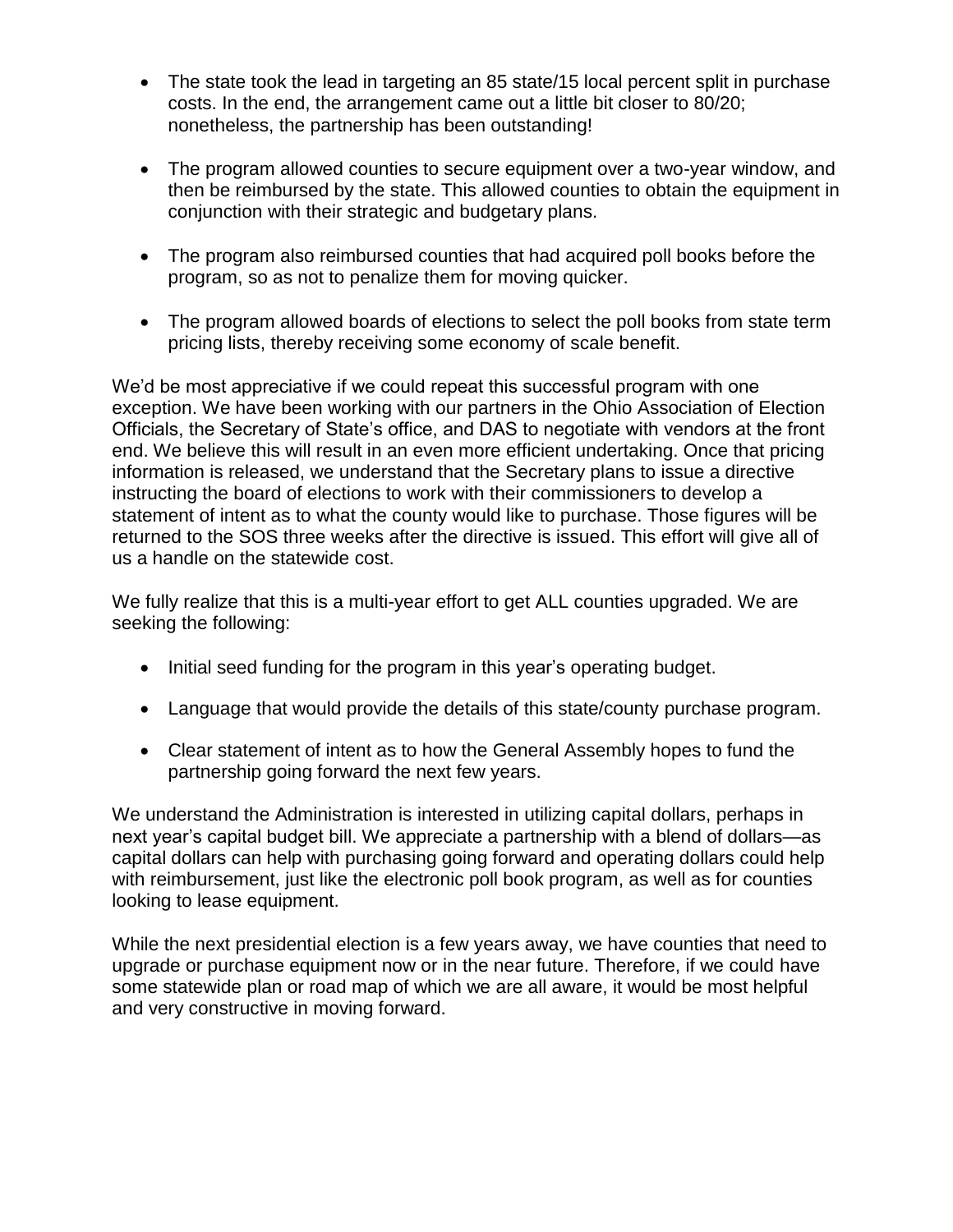- The state took the lead in targeting an 85 state/15 local percent split in purchase costs. In the end, the arrangement came out a little bit closer to 80/20; nonetheless, the partnership has been outstanding!

- The program allowed counties to secure equipment over a two-year window, and then be reimbursed by the state. This allowed counties to obtain the equipment in conjunction with their strategic and budgetary plans.

- The program also reimbursed counties that had acquired poll books before the program, so as not to penalize them for moving quicker.

- The program allowed boards of elections to select the poll books from state term pricing lists, thereby receiving some economy of scale benefit.

We'd be most appreciative if we could repeat this successful program with one exception. We have been working with our partners in the Ohio Association of Election Officials, the Secretary of State's office, and DAS to negotiate with vendors at the front end. We believe this will result in an even more efficient undertaking. Once that pricing information is released, we understand that the Secretary plans to issue a directive instructing the board of elections to work with their commissioners to develop a statement of intent as to what the county would like to purchase. Those figures will be returned to the SOS three weeks after the directive is issued. This effort will give all of us a handle on the statewide cost.

We fully realize that this is a multi-year effort to get ALL counties upgraded. We are seeking the following:

- Initial seed funding for the program in this year's operating budget.

- Language that would provide the details of this state/county purchase program.

- Clear statement of intent as to how the General Assembly hopes to fund the partnership going forward the next few years.

We understand the Administration is interested in utilizing capital dollars, perhaps in next year's capital budget bill. We appreciate a partnership with a blend of dollars—as capital dollars can help with purchasing going forward and operating dollars could help with reimbursement, just like the electronic poll book program, as well as for counties looking to lease equipment.

While the next presidential election is a few years away, we have counties that need to upgrade or purchase equipment now or in the near future. Therefore, if we could have some statewide plan or road map of which we are all aware, it would be most helpful and very constructive in moving forward.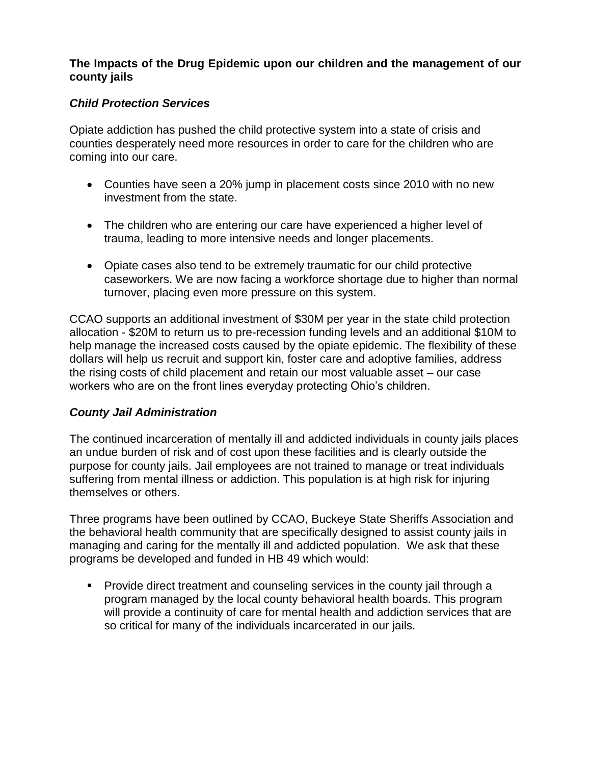**The Impacts of the Drug Epidemic upon our children and the management of our county jails**

***Child Protection Services***

Opiate addiction has pushed the child protective system into a state of crisis and counties desperately need more resources in order to care for the children who are coming into our care.

- Counties have seen a 20% jump in placement costs since 2010 with no new investment from the state.
- The children who are entering our care have experienced a higher level of trauma, leading to more intensive needs and longer placements.
- Opiate cases also tend to be extremely traumatic for our child protective caseworkers. We are now facing a workforce shortage due to higher than normal turnover, placing even more pressure on this system.

CCAO supports an additional investment of $30M per year in the state child protection allocation - $20M to return us to pre-recession funding levels and an additional $10M to help manage the increased costs caused by the opiate epidemic. The flexibility of these dollars will help us recruit and support kin, foster care and adoptive families, address the rising costs of child placement and retain our most valuable asset – our case workers who are on the front lines everyday protecting Ohio's children.

***County Jail Administration***

The continued incarceration of mentally ill and addicted individuals in county jails places an undue burden of risk and of cost upon these facilities and is clearly outside the purpose for county jails. Jail employees are not trained to manage or treat individuals suffering from mental illness or addiction. This population is at high risk for injuring themselves or others.

Three programs have been outlined by CCAO, Buckeye State Sheriffs Association and the behavioral health community that are specifically designed to assist county jails in managing and caring for the mentally ill and addicted population. We ask that these programs be developed and funded in HB 49 which would:

- Provide direct treatment and counseling services in the county jail through a program managed by the local county behavioral health boards. This program will provide a continuity of care for mental health and addiction services that are so critical for many of the individuals incarcerated in our jails.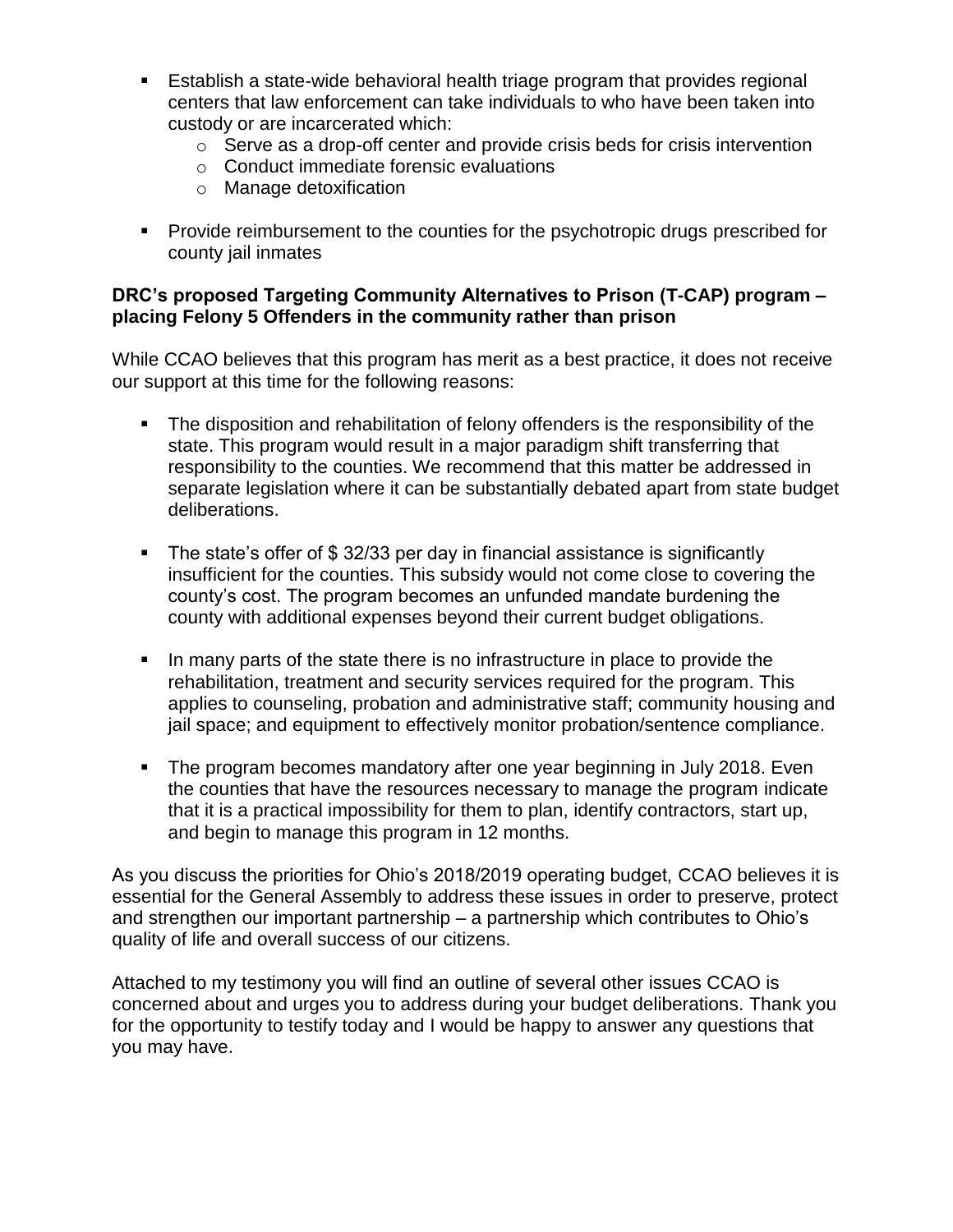- Establish a state-wide behavioral health triage program that provides regional centers that law enforcement can take individuals to who have been taken into custody or are incarcerated which:
  - Serve as a drop-off center and provide crisis beds for crisis intervention
  - Conduct immediate forensic evaluations
  - Manage detoxification

- Provide reimbursement to the counties for the psychotropic drugs prescribed for county jail inmates

**DRC's proposed Targeting Community Alternatives to Prison (T-CAP) program – placing Felony 5 Offenders in the community rather than prison**

While CCAO believes that this program has merit as a best practice, it does not receive our support at this time for the following reasons:

- The disposition and rehabilitation of felony offenders is the responsibility of the state. This program would result in a major paradigm shift transferring that responsibility to the counties. We recommend that this matter be addressed in separate legislation where it can be substantially debated apart from state budget deliberations.

- The state's offer of $ 32/33 per day in financial assistance is significantly insufficient for the counties. This subsidy would not come close to covering the county's cost. The program becomes an unfunded mandate burdening the county with additional expenses beyond their current budget obligations.

- In many parts of the state there is no infrastructure in place to provide the rehabilitation, treatment and security services required for the program. This applies to counseling, probation and administrative staff; community housing and jail space; and equipment to effectively monitor probation/sentence compliance.

- The program becomes mandatory after one year beginning in July 2018. Even the counties that have the resources necessary to manage the program indicate that it is a practical impossibility for them to plan, identify contractors, start up, and begin to manage this program in 12 months.

As you discuss the priorities for Ohio's 2018/2019 operating budget, CCAO believes it is essential for the General Assembly to address these issues in order to preserve, protect and strengthen our important partnership – a partnership which contributes to Ohio's quality of life and overall success of our citizens.

Attached to my testimony you will find an outline of several other issues CCAO is concerned about and urges you to address during your budget deliberations. Thank you for the opportunity to testify today and I would be happy to answer any questions that you may have.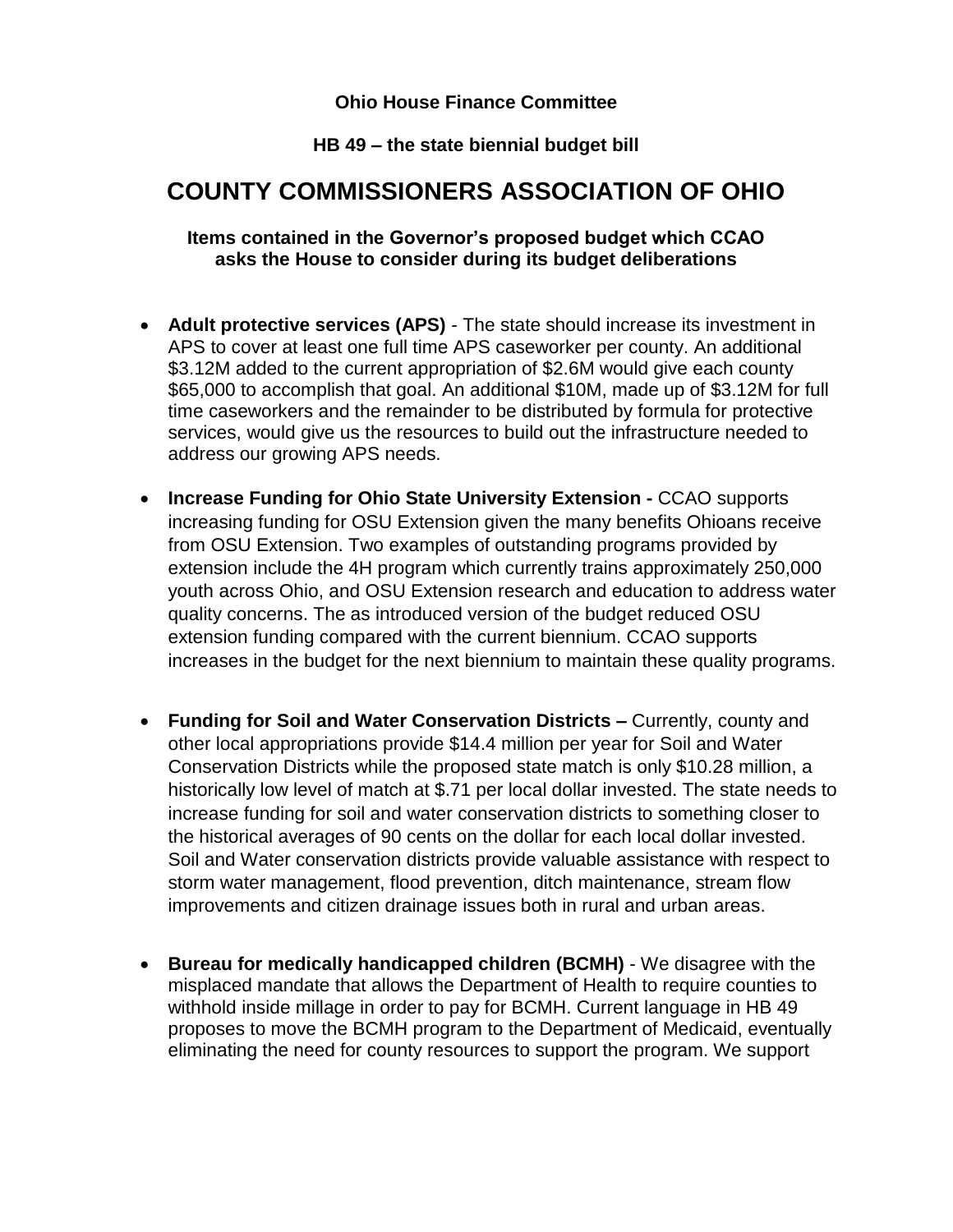**Ohio House Finance Committee**

**HB 49 – the state biennial budget bill**

# COUNTY COMMISSIONERS ASSOCIATION OF OHIO

**Items contained in the Governor's proposed budget which CCAO asks the House to consider during its budget deliberations**

- **Adult protective services (APS)** - The state should increase its investment in APS to cover at least one full time APS caseworker per county. An additional \$3.12M added to the current appropriation of \$2.6M would give each county \$65,000 to accomplish that goal. An additional \$10M, made up of \$3.12M for full time caseworkers and the remainder to be distributed by formula for protective services, would give us the resources to build out the infrastructure needed to address our growing APS needs.

- **Increase Funding for Ohio State University Extension -** CCAO supports increasing funding for OSU Extension given the many benefits Ohioans receive from OSU Extension. Two examples of outstanding programs provided by extension include the 4H program which currently trains approximately 250,000 youth across Ohio, and OSU Extension research and education to address water quality concerns. The as introduced version of the budget reduced OSU extension funding compared with the current biennium. CCAO supports increases in the budget for the next biennium to maintain these quality programs.

- **Funding for Soil and Water Conservation Districts –** Currently, county and other local appropriations provide \$14.4 million per year for Soil and Water Conservation Districts while the proposed state match is only \$10.28 million, a historically low level of match at \$.71 per local dollar invested. The state needs to increase funding for soil and water conservation districts to something closer to the historical averages of 90 cents on the dollar for each local dollar invested. Soil and Water conservation districts provide valuable assistance with respect to storm water management, flood prevention, ditch maintenance, stream flow improvements and citizen drainage issues both in rural and urban areas.

- **Bureau for medically handicapped children (BCMH)** - We disagree with the misplaced mandate that allows the Department of Health to require counties to withhold inside millage in order to pay for BCMH. Current language in HB 49 proposes to move the BCMH program to the Department of Medicaid, eventually eliminating the need for county resources to support the program. We support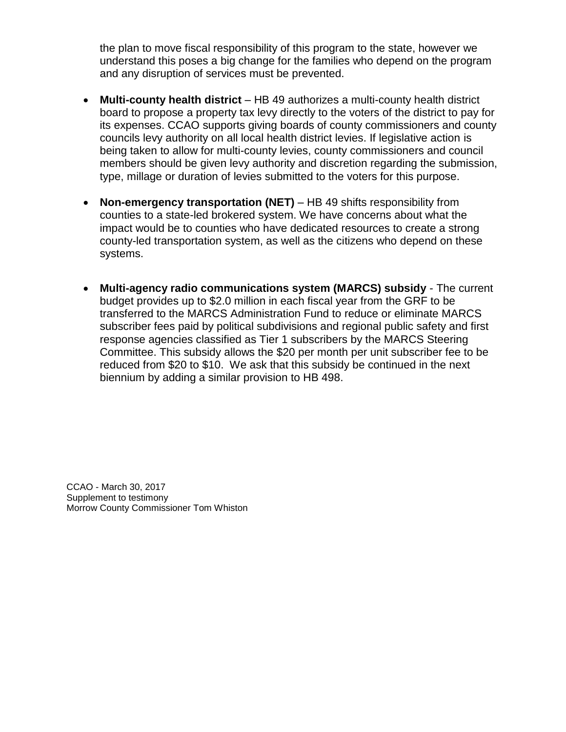the plan to move fiscal responsibility of this program to the state, however we understand this poses a big change for the families who depend on the program and any disruption of services must be prevented.

- **Multi-county health district** – HB 49 authorizes a multi-county health district board to propose a property tax levy directly to the voters of the district to pay for its expenses. CCAO supports giving boards of county commissioners and county councils levy authority on all local health district levies. If legislative action is being taken to allow for multi-county levies, county commissioners and council members should be given levy authority and discretion regarding the submission, type, millage or duration of levies submitted to the voters for this purpose.

- **Non-emergency transportation (NET)** – HB 49 shifts responsibility from counties to a state-led brokered system. We have concerns about what the impact would be to counties who have dedicated resources to create a strong county-led transportation system, as well as the citizens who depend on these systems.

- **Multi-agency radio communications system (MARCS) subsidy** - The current budget provides up to $2.0 million in each fiscal year from the GRF to be transferred to the MARCS Administration Fund to reduce or eliminate MARCS subscriber fees paid by political subdivisions and regional public safety and first response agencies classified as Tier 1 subscribers by the MARCS Steering Committee. This subsidy allows the $20 per month per unit subscriber fee to be reduced from $20 to $10. We ask that this subsidy be continued in the next biennium by adding a similar provision to HB 498.

CCAO - March 30, 2017
Supplement to testimony
Morrow County Commissioner Tom Whiston